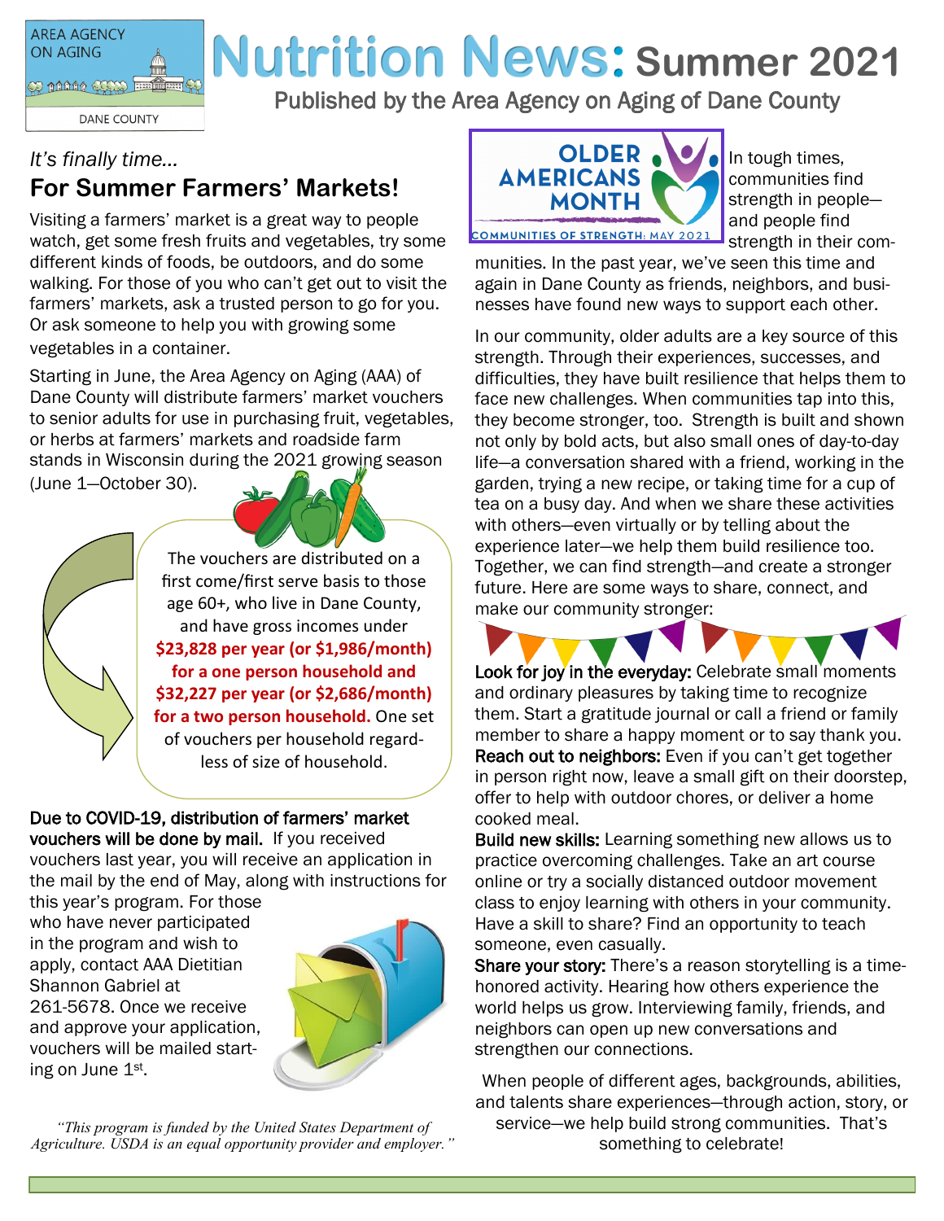# Nutrition News: Summer 2021

Published by the Area Agency on Aging of Dane County

*It's finally time...*

## For Summer Farmers' Markets!

Visiting a farmers' market is a great way to people watch, get some fresh fruits and vegetables, try some different kinds of foods, be outdoors, and do some walking. For those of you who can't get out to visit the farmers' markets, ask a trusted person to go for you. Or ask someone to help you with growing some vegetables in a container.

Starting in June, the Area Agency on Aging (AAA) of Dane County will distribute farmers' market vouchers to senior adults for use in purchasing fruit, vegetables, or herbs at farmers' markets and roadside farm stands in Wisconsin during the 2021 growing season (June 1—October 30).

The vouchers are distributed on a first come/first serve basis to those age 60+, who live in Dane County, and have gross incomes under **$23,828 per year (or $1,986/month) for a one person household and $32,227 per year (or $2,686/month) for a two person household.** One set of vouchers per household regardless of size of household.

**Due to COVID-19, distribution of farmers' market vouchers will be done by mail.** If you received vouchers last year, you will receive an application in the mail by the end of May, along with instructions for this year's program. For those who have never participated in the program and wish to apply, contact AAA Dietitian Shannon Gabriel at 261-5678. Once we receive and approve your application, vouchers will be mailed starting on June 1st.

*"This program is funded by the United States Department of Agriculture. USDA is an equal opportunity provider and employer."*

## Older Americans Month

COMMUNITIES OF STRENGTH: MAY 2021

In tough times, communities find strength in people—and people find strength in their communities. In the past year, we've seen this time and again in Dane County as friends, neighbors, and businesses have found new ways to support each other.

In our community, older adults are a key source of this strength. Through their experiences, successes, and difficulties, they have built resilience that helps them to face new challenges. When communities tap into this, they become stronger, too. Strength is built and shown not only by bold acts, but also small ones of day-to-day life—a conversation shared with a friend, working in the garden, trying a new recipe, or taking time for a cup of tea on a busy day. And when we share these activities with others—even virtually or by telling about the experience later—we help them build resilience too. Together, we can find strength—and create a stronger future. Here are some ways to share, connect, and make our community stronger:

**Look for joy in the everyday:** Celebrate small moments and ordinary pleasures by taking time to recognize them. Start a gratitude journal or call a friend or family member to share a happy moment or to say thank you.

**Reach out to neighbors:** Even if you can't get together in person right now, leave a small gift on their doorstep, offer to help with outdoor chores, or deliver a home cooked meal.

**Build new skills:** Learning something new allows us to practice overcoming challenges. Take an art course online or try a socially distanced outdoor movement class to enjoy learning with others in your community. Have a skill to share? Find an opportunity to teach someone, even casually.

**Share your story:** There's a reason storytelling is a time-honored activity. Hearing how others experience the world helps us grow. Interviewing family, friends, and neighbors can open up new conversations and strengthen our connections.

When people of different ages, backgrounds, abilities, and talents share experiences—through action, story, or service—we help build strong communities. That's something to celebrate!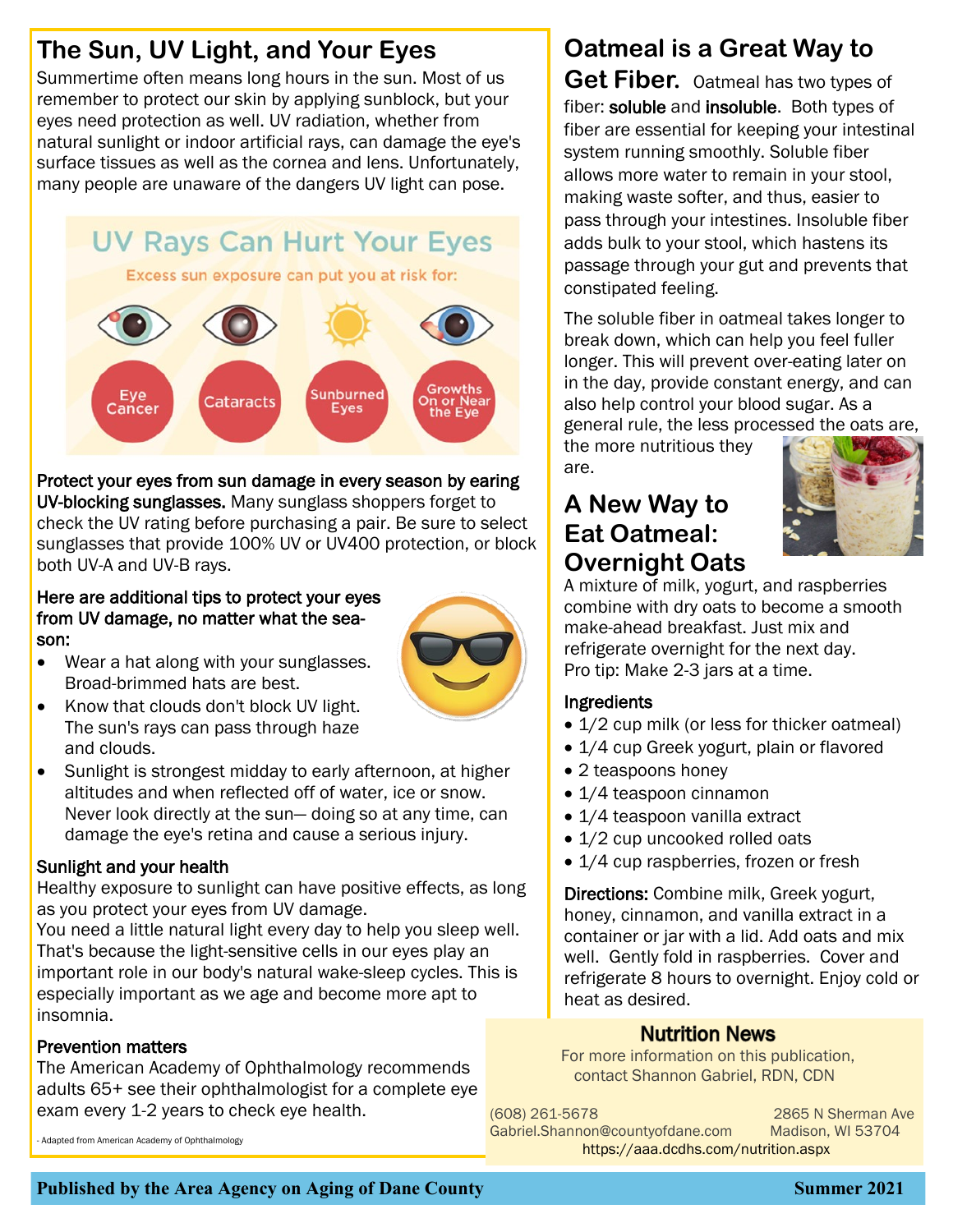## The Sun, UV Light, and Your Eyes

Summertime often means long hours in the sun. Most of us remember to protect our skin by applying sunblock, but your eyes need protection as well. UV radiation, whether from natural sunlight or indoor artificial rays, can damage the eye's surface tissues as well as the cornea and lens. Unfortunately, many people are unaware of the dangers UV light can pose.

UV Rays Can Hurt Your Eyes

Excess sun exposure can put you at risk for:

Eye Cancer

Cataracts

Sunburned Eyes

Growths On or Near the Eye

**Protect your eyes from sun damage in every season by earing UV-blocking sunglasses.** Many sunglass shoppers forget to check the UV rating before purchasing a pair. Be sure to select sunglasses that provide 100% UV or UV400 protection, or block both UV-A and UV-B rays.

**Here are additional tips to protect your eyes from UV damage, no matter what the season:**

- Wear a hat along with your sunglasses. Broad-brimmed hats are best.
- Know that clouds don't block UV light. The sun's rays can pass through haze and clouds.
- Sunlight is strongest midday to early afternoon, at higher altitudes and when reflected off of water, ice or snow. Never look directly at the sun— doing so at any time, can damage the eye's retina and cause a serious injury.

**Sunlight and your health**

Healthy exposure to sunlight can have positive effects, as long as you protect your eyes from UV damage.

You need a little natural light every day to help you sleep well. That's because the light-sensitive cells in our eyes play an important role in our body's natural wake-sleep cycles. This is especially important as we age and become more apt to insomnia.

**Prevention matters**

The American Academy of Ophthalmology recommends adults 65+ see their ophthalmologist for a complete eye exam every 1-2 years to check eye health.

- Adapted from American Academy of Ophthalmology

## Oatmeal is a Great Way to Get Fiber.

Oatmeal has two types of fiber: **soluble** and **insoluble**. Both types of fiber are essential for keeping your intestinal system running smoothly. Soluble fiber allows more water to remain in your stool, making waste softer, and thus, easier to pass through your intestines. Insoluble fiber adds bulk to your stool, which hastens its passage through your gut and prevents that constipated feeling.

The soluble fiber in oatmeal takes longer to break down, which can help you feel fuller longer. This will prevent over-eating later on in the day, provide constant energy, and can also help control your blood sugar. As a general rule, the less processed the oats are, the more nutritious they are.

## A New Way to Eat Oatmeal: Overnight Oats

A mixture of milk, yogurt, and raspberries combine with dry oats to become a smooth make-ahead breakfast. Just mix and refrigerate overnight for the next day.

Pro tip: Make 2-3 jars at a time.

**Ingredients**

- 1/2 cup milk (or less for thicker oatmeal)
- 1/4 cup Greek yogurt, plain or flavored
- 2 teaspoons honey
- 1/4 teaspoon cinnamon
- 1/4 teaspoon vanilla extract
- 1/2 cup uncooked rolled oats
- 1/4 cup raspberries, frozen or fresh

**Directions:** Combine milk, Greek yogurt, honey, cinnamon, and vanilla extract in a container or jar with a lid. Add oats and mix well. Gently fold in raspberries. Cover and refrigerate 8 hours to overnight. Enjoy cold or heat as desired.

**Nutrition News**

For more information on this publication, contact Shannon Gabriel, RDN, CDN

(608) 261-5678
Gabriel.Shannon@countyofdane.com

2865 N Sherman Ave
Madison, WI 53704

https://aaa.dcdhs.com/nutrition.aspx

**Published by the Area Agency on Aging of Dane County** **Summer 2021**